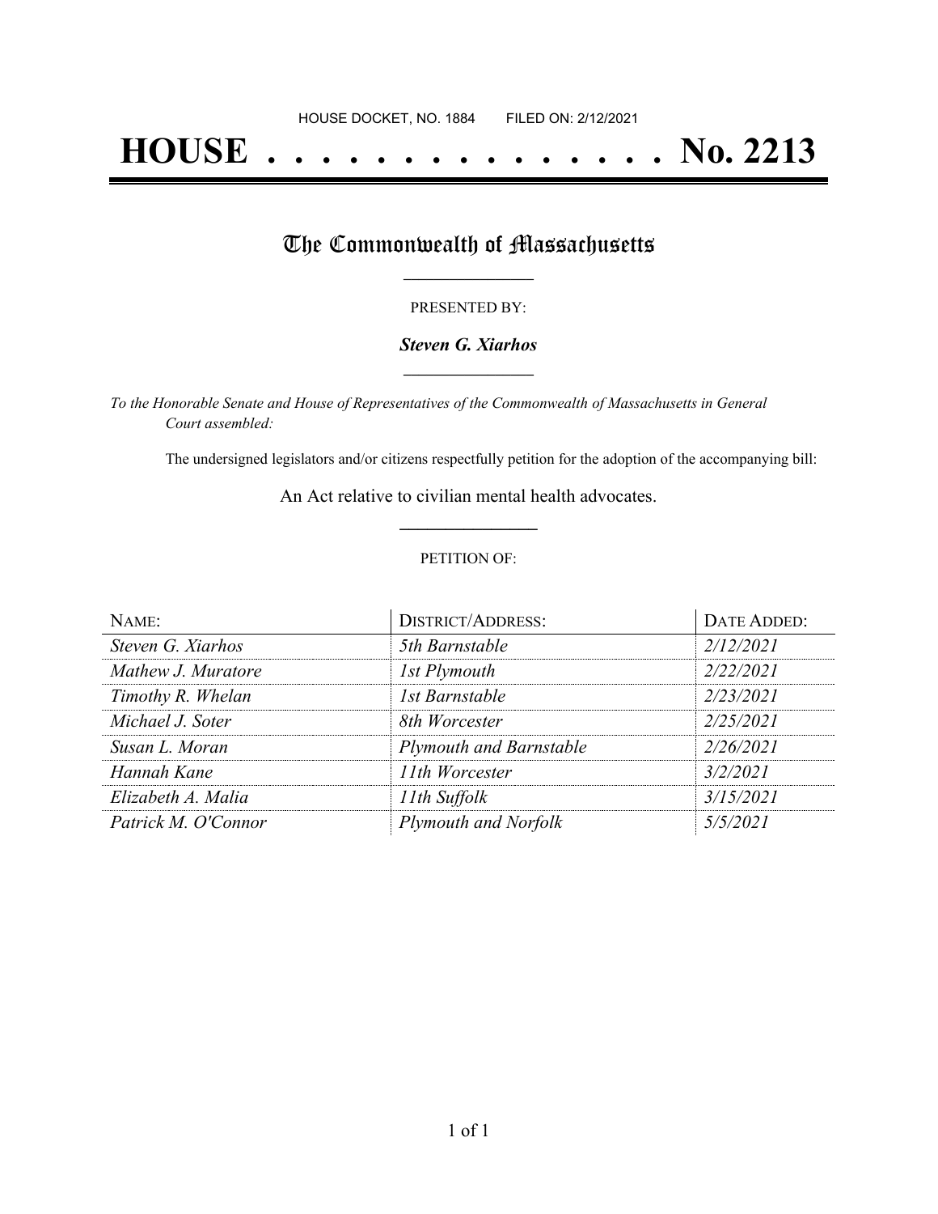HOUSE DOCKET, NO. 1884 FILED ON: 2/12/2021

# HOUSE . . . . . . . . . . . . . . . No. 2213

## The Commonwealth of Massachusetts

PRESENTED BY:

***Steven G. Xiarhos***

*To the Honorable Senate and House of Representatives of the Commonwealth of Massachusetts in General Court assembled:*

The undersigned legislators and/or citizens respectfully petition for the adoption of the accompanying bill:

An Act relative to civilian mental health advocates.

PETITION OF:

| NAME: | DISTRICT/ADDRESS: | DATE ADDED: |
|---|---|---|
| *Steven G. Xiarhos* | *5th Barnstable* | *2/12/2021* |
| *Mathew J. Muratore* | *1st Plymouth* | *2/22/2021* |
| *Timothy R. Whelan* | *1st Barnstable* | *2/23/2021* |
| *Michael J. Soter* | *8th Worcester* | *2/25/2021* |
| *Susan L. Moran* | *Plymouth and Barnstable* | *2/26/2021* |
| *Hannah Kane* | *11th Worcester* | *3/2/2021* |
| *Elizabeth A. Malia* | *11th Suffolk* | *3/15/2021* |
| *Patrick M. O'Connor* | *Plymouth and Norfolk* | *5/5/2021* |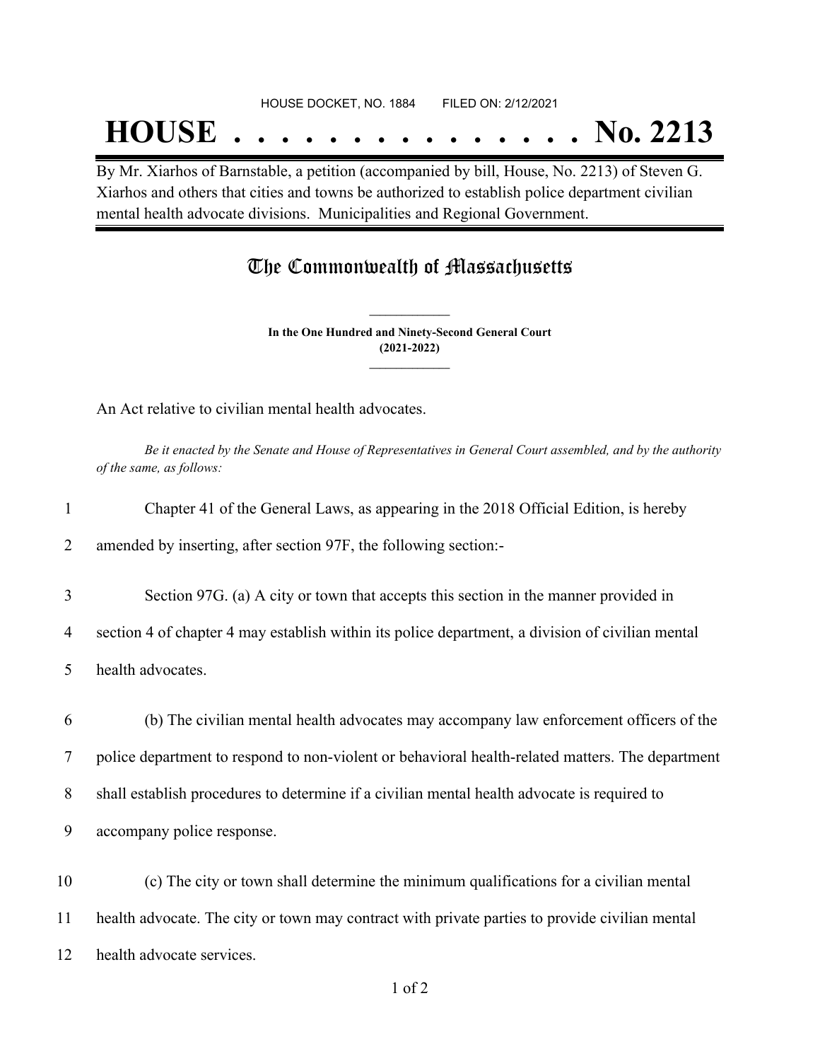HOUSE DOCKET, NO. 1884 FILED ON: 2/12/2021

# HOUSE . . . . . . . . . . . . . . . No. 2213

By Mr. Xiarhos of Barnstable, a petition (accompanied by bill, House, No. 2213) of Steven G. Xiarhos and others that cities and towns be authorized to establish police department civilian mental health advocate divisions. Municipalities and Regional Government.

## The Commonwealth of Massachusetts

**In the One Hundred and Ninety-Second General Court**
**(2021-2022)**

An Act relative to civilian mental health advocates.

*Be it enacted by the Senate and House of Representatives in General Court assembled, and by the authority of the same, as follows:*

1 Chapter 41 of the General Laws, as appearing in the 2018 Official Edition, is hereby
2 amended by inserting, after section 97F, the following section:-

3 Section 97G. (a) A city or town that accepts this section in the manner provided in
4 section 4 of chapter 4 may establish within its police department, a division of civilian mental
5 health advocates.

6 (b) The civilian mental health advocates may accompany law enforcement officers of the
7 police department to respond to non-violent or behavioral health-related matters. The department
8 shall establish procedures to determine if a civilian mental health advocate is required to
9 accompany police response.

10 (c) The city or town shall determine the minimum qualifications for a civilian mental
11 health advocate. The city or town may contract with private parties to provide civilian mental
12 health advocate services.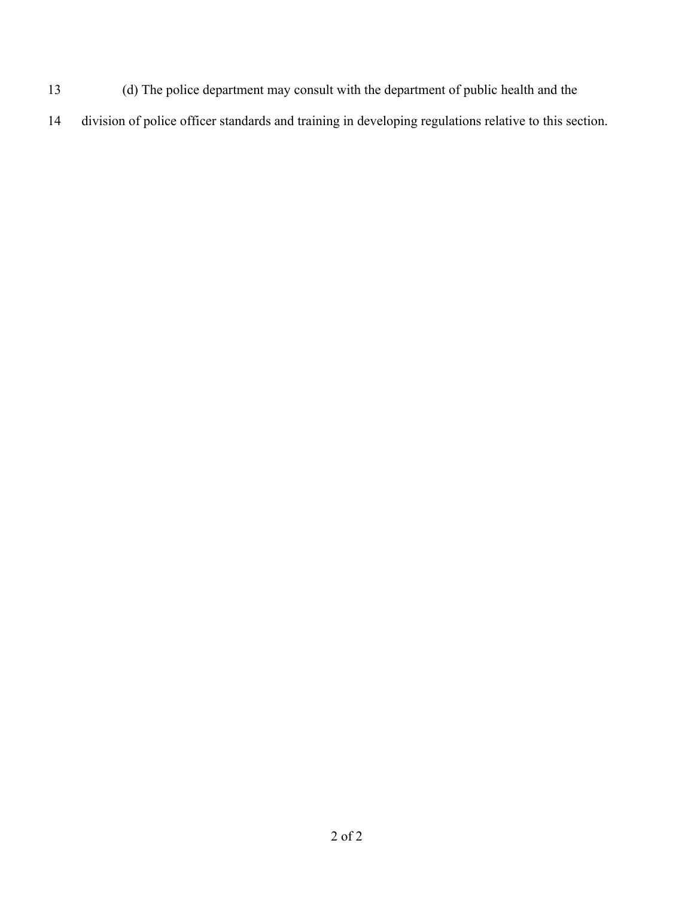(d) The police department may consult with the department of public health and the division of police officer standards and training in developing regulations relative to this section.